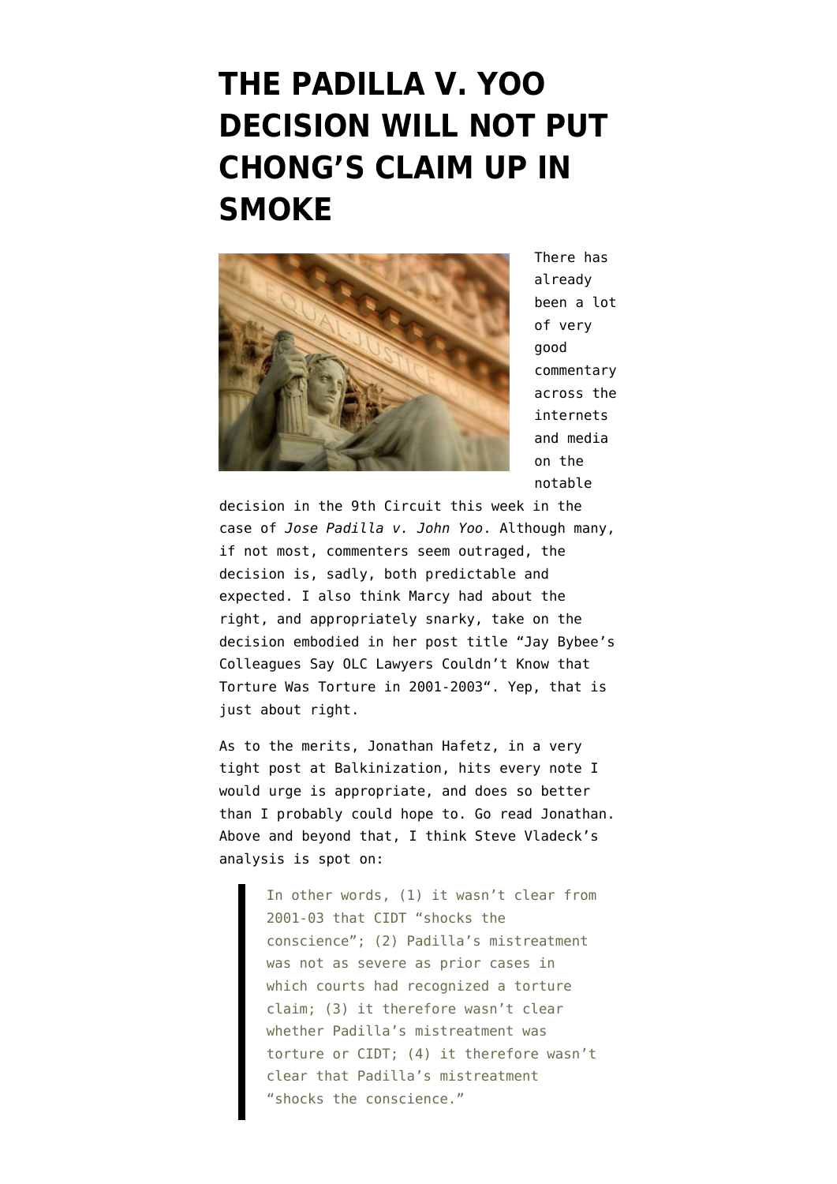# THE PADILLA V. YOO DECISION WILL NOT PUT CHONG'S CLAIM UP IN SMOKE

There has already been a lot of very good commentary across the internets and media on the notable decision in the 9th Circuit this week in the case of *Jose Padilla v. John Yoo*. Although many, if not most, commenters seem outraged, the decision is, sadly, both predictable and expected. I also think Marcy had about the right, and appropriately snarky, take on the decision embodied in her post title "Jay Bybee's Colleagues Say OLC Lawyers Couldn't Know that Torture Was Torture in 2001-2003". Yep, that is just about right.

As to the merits, Jonathan Hafetz, in a very tight post at Balkinization, hits every note I would urge is appropriate, and does so better than I probably could hope to. Go read Jonathan. Above and beyond that, I think Steve Vladeck's analysis is spot on:

> In other words, (1) it wasn't clear from 2001-03 that CIDT "shocks the conscience"; (2) Padilla's mistreatment was not as severe as prior cases in which courts had recognized a torture claim; (3) it therefore wasn't clear whether Padilla's mistreatment was torture or CIDT; (4) it therefore wasn't clear that Padilla's mistreatment "shocks the conscience."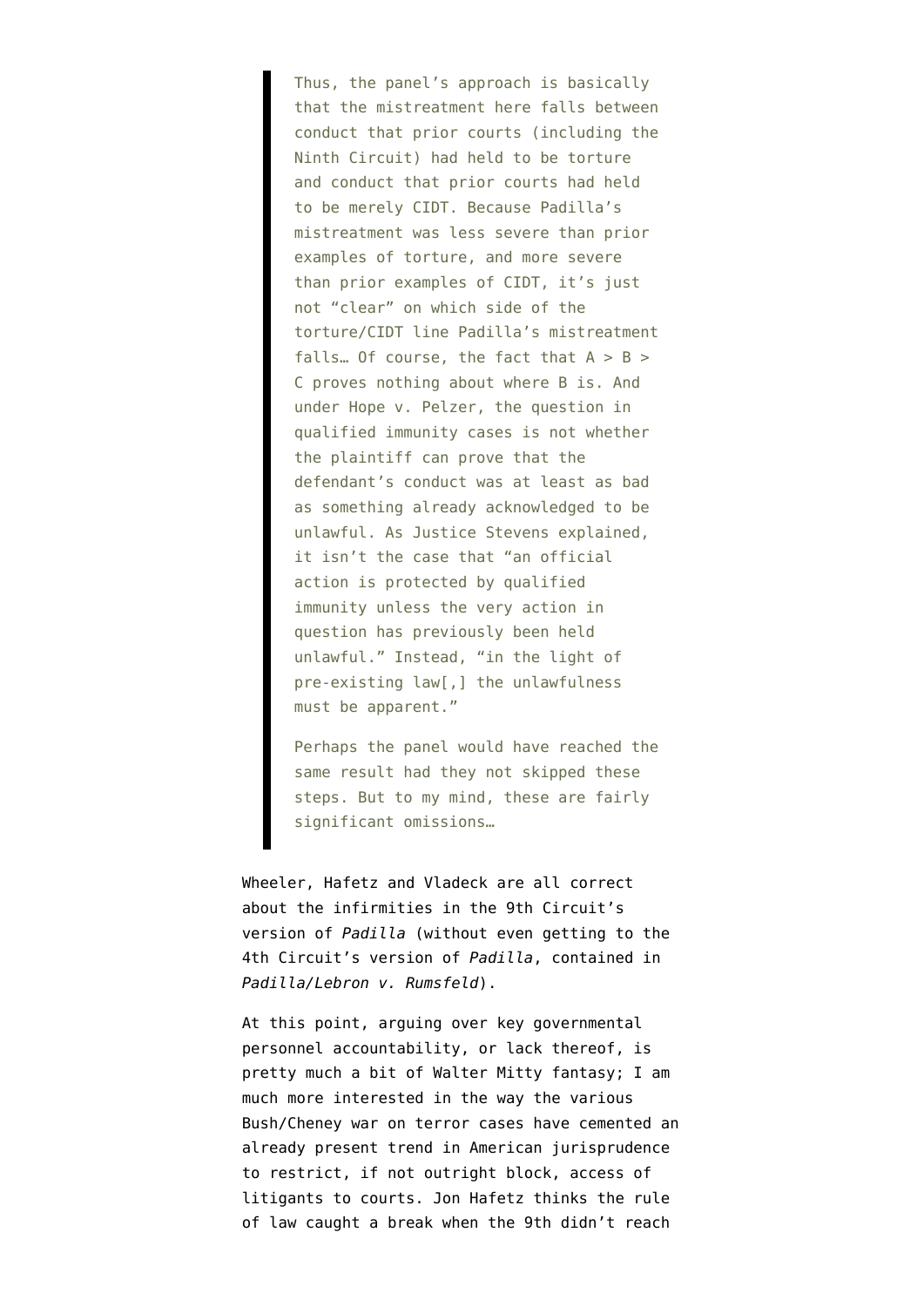> Thus, the panel's approach is basically that the mistreatment here falls between conduct that prior courts (including the Ninth Circuit) had held to be torture and conduct that prior courts had held to be merely CIDT. Because Padilla's mistreatment was less severe than prior examples of torture, and more severe than prior examples of CIDT, it's just not "clear" on which side of the torture/CIDT line Padilla's mistreatment falls… Of course, the fact that A > B > C proves nothing about where B is. And under Hope v. Pelzer, the question in qualified immunity cases is not whether the plaintiff can prove that the defendant's conduct was at least as bad as something already acknowledged to be unlawful. As Justice Stevens explained, it isn't the case that "an official action is protected by qualified immunity unless the very action in question has previously been held unlawful." Instead, "in the light of pre-existing law[,] the unlawfulness must be apparent."
>
> Perhaps the panel would have reached the same result had they not skipped these steps. But to my mind, these are fairly significant omissions…

Wheeler, Hafetz and Vladeck are all correct about the infirmities in the 9th Circuit's version of *Padilla* (without even getting to the 4th Circuit's version of *Padilla*, contained in *Padilla/Lebron v. Rumsfeld*).

At this point, arguing over key governmental personnel accountability, or lack thereof, is pretty much a bit of Walter Mitty fantasy; I am much more interested in the way the various Bush/Cheney war on terror cases have cemented an already present trend in American jurisprudence to restrict, if not outright block, access of litigants to courts. Jon Hafetz thinks the rule of law caught a break when the 9th didn't reach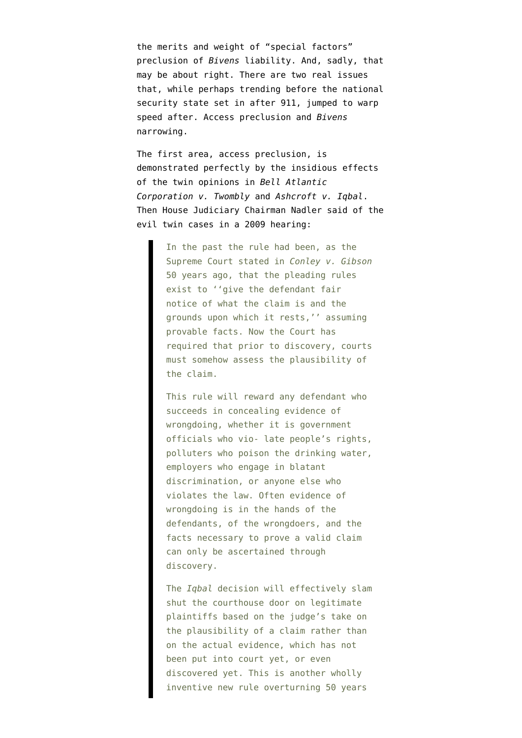the merits and weight of "special factors" preclusion of *Bivens* liability. And, sadly, that may be about right. There are two real issues that, while perhaps trending before the national security state set in after 911, jumped to warp speed after. Access preclusion and *Bivens* narrowing.

The first area, access preclusion, is demonstrated perfectly by the insidious effects of the twin opinions in *Bell Atlantic Corporation v. Twombly* and *Ashcroft v. Iqbal*. Then House Judiciary Chairman Nadler said of the evil twin cases in a 2009 hearing:

> In the past the rule had been, as the Supreme Court stated in *Conley v. Gibson* 50 years ago, that the pleading rules exist to ''give the defendant fair notice of what the claim is and the grounds upon which it rests,'' assuming provable facts. Now the Court has required that prior to discovery, courts must somehow assess the plausibility of the claim.
>
> This rule will reward any defendant who succeeds in concealing evidence of wrongdoing, whether it is government officials who vio- late people's rights, polluters who poison the drinking water, employers who engage in blatant discrimination, or anyone else who violates the law. Often evidence of wrongdoing is in the hands of the defendants, of the wrongdoers, and the facts necessary to prove a valid claim can only be ascertained through discovery.
>
> The *Iqbal* decision will effectively slam shut the courthouse door on legitimate plaintiffs based on the judge's take on the plausibility of a claim rather than on the actual evidence, which has not been put into court yet, or even discovered yet. This is another wholly inventive new rule overturning 50 years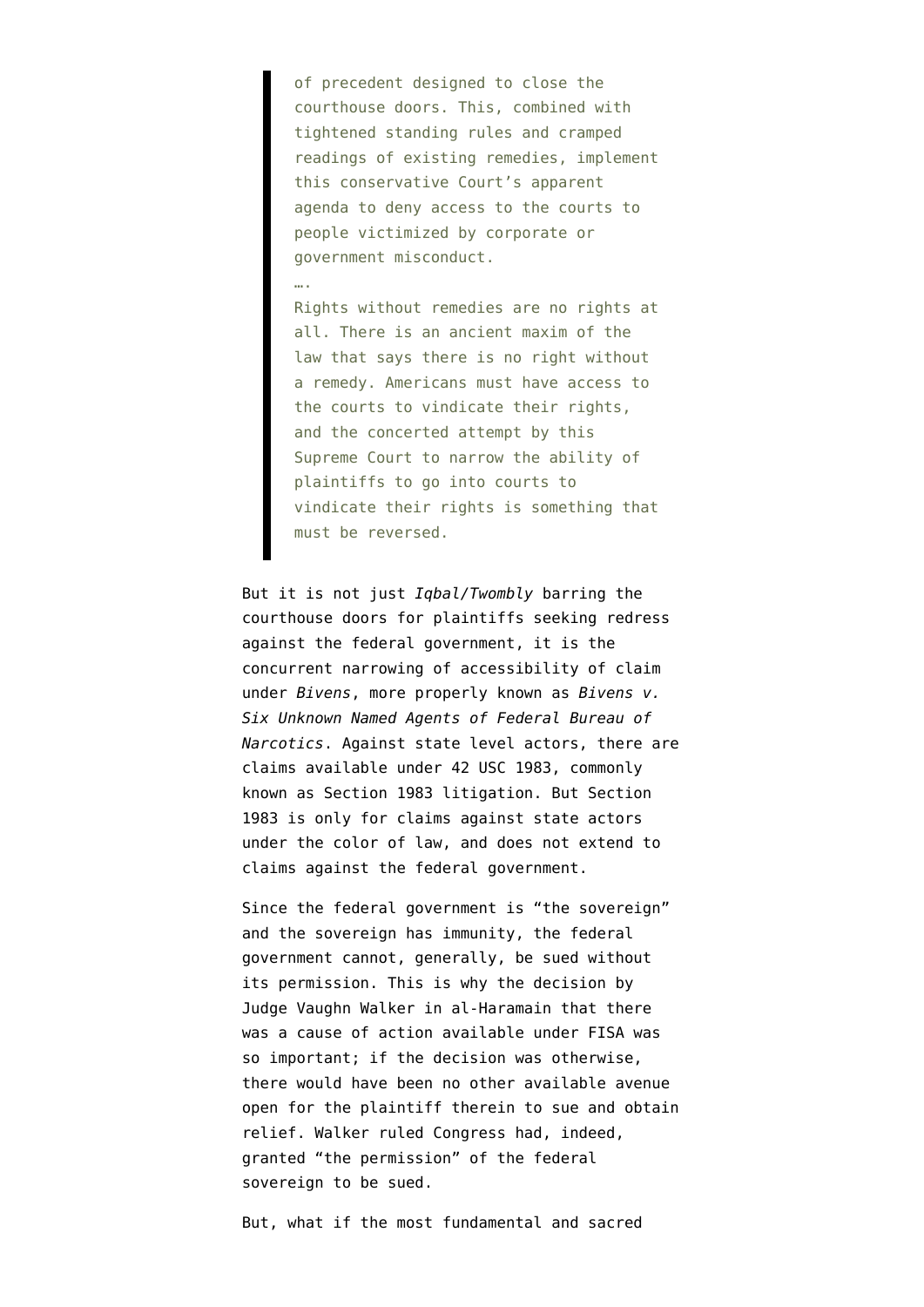> of precedent designed to close the courthouse doors. This, combined with tightened standing rules and cramped readings of existing remedies, implement this conservative Court's apparent agenda to deny access to the courts to people victimized by corporate or government misconduct.
>
> ….
>
> Rights without remedies are no rights at all. There is an ancient maxim of the law that says there is no right without a remedy. Americans must have access to the courts to vindicate their rights, and the concerted attempt by this Supreme Court to narrow the ability of plaintiffs to go into courts to vindicate their rights is something that must be reversed.

But it is not just *Iqbal/Twombly* barring the courthouse doors for plaintiffs seeking redress against the federal government, it is the concurrent narrowing of accessibility of claim under *Bivens*, more properly known as *Bivens v. Six Unknown Named Agents of Federal Bureau of Narcotics*. Against state level actors, there are claims available under 42 USC 1983, commonly known as Section 1983 litigation. But Section 1983 is only for claims against state actors under the color of law, and does not extend to claims against the federal government.

Since the federal government is "the sovereign" and the sovereign has immunity, the federal government cannot, generally, be sued without its permission. This is why the decision by Judge Vaughn Walker in al-Haramain that there was a cause of action available under FISA was so important; if the decision was otherwise, there would have been no other available avenue open for the plaintiff therein to sue and obtain relief. Walker ruled Congress had, indeed, granted "the permission" of the federal sovereign to be sued.

But, what if the most fundamental and sacred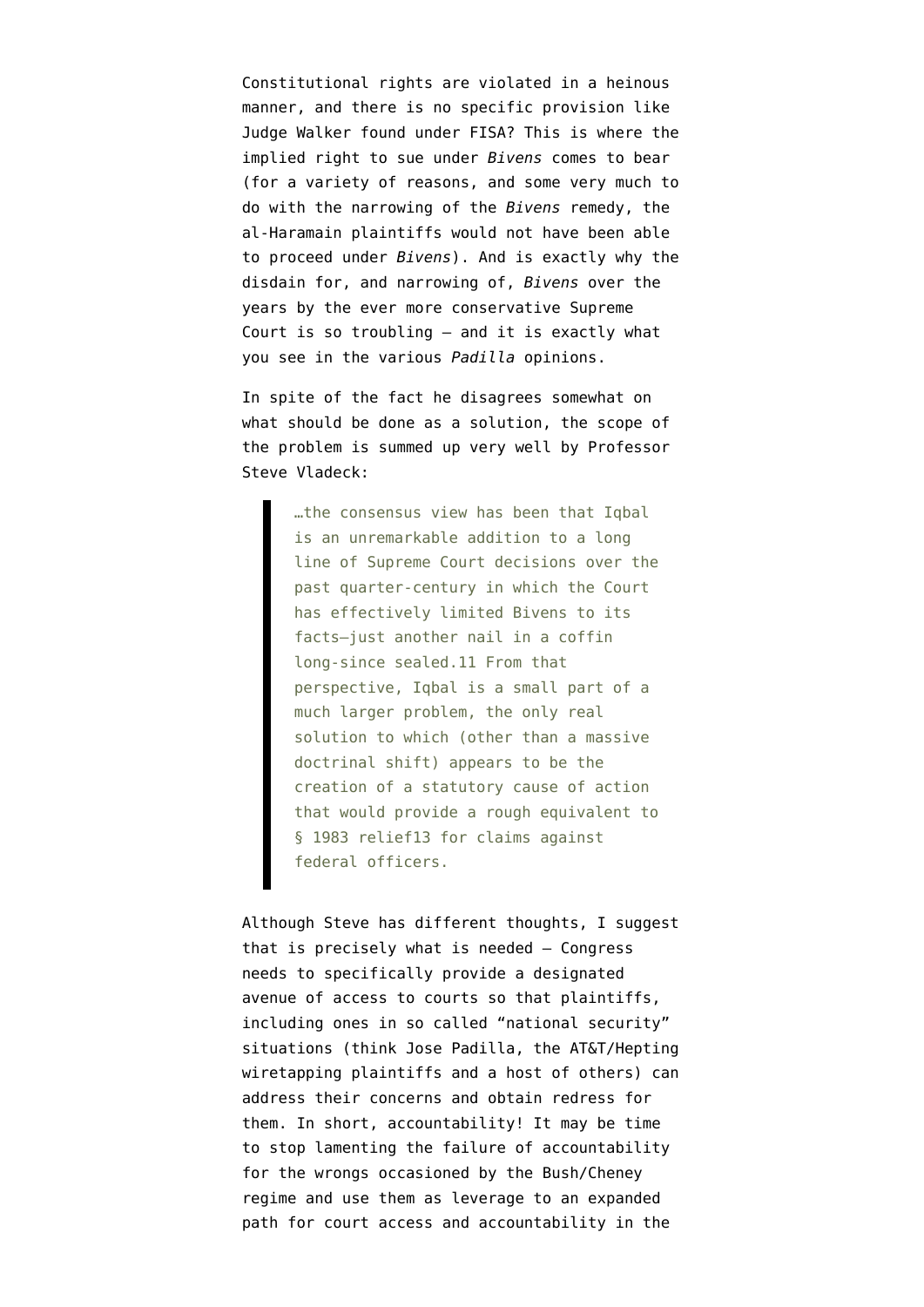Constitutional rights are violated in a heinous manner, and there is no specific provision like Judge Walker found under FISA? This is where the implied right to sue under *Bivens* comes to bear (for a variety of reasons, and some very much to do with the narrowing of the *Bivens* remedy, the al-Haramain plaintiffs would not have been able to proceed under *Bivens*). And is exactly why the disdain for, and narrowing of, *Bivens* over the years by the ever more conservative Supreme Court is so troubling – and it is exactly what you see in the various *Padilla* opinions.

In spite of the fact he disagrees somewhat on what should be done as a solution, the scope of the problem is summed up very well by Professor Steve Vladeck:

> …the consensus view has been that Iqbal is an unremarkable addition to a long line of Supreme Court decisions over the past quarter-century in which the Court has effectively limited Bivens to its facts—just another nail in a coffin long-since sealed.11 From that perspective, Iqbal is a small part of a much larger problem, the only real solution to which (other than a massive doctrinal shift) appears to be the creation of a statutory cause of action that would provide a rough equivalent to § 1983 relief13 for claims against federal officers.

Although Steve has different thoughts, I suggest that is precisely what is needed – Congress needs to specifically provide a designated avenue of access to courts so that plaintiffs, including ones in so called "national security" situations (think Jose Padilla, the AT&T/Hepting wiretapping plaintiffs and a host of others) can address their concerns and obtain redress for them. In short, accountability! It may be time to stop lamenting the failure of accountability for the wrongs occasioned by the Bush/Cheney regime and use them as leverage to an expanded path for court access and accountability in the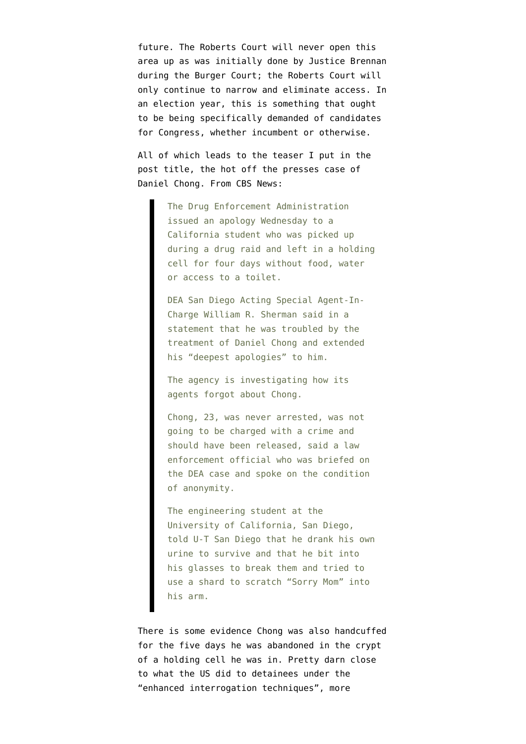future. The Roberts Court will never open this area up as was initially done by Justice Brennan during the Burger Court; the Roberts Court will only continue to narrow and eliminate access. In an election year, this is something that ought to be being specifically demanded of candidates for Congress, whether incumbent or otherwise.

All of which leads to the teaser I put in the post title, the hot off the presses case of Daniel Chong. From CBS News:

> The Drug Enforcement Administration issued an apology Wednesday to a California student who was picked up during a drug raid and left in a holding cell for four days without food, water or access to a toilet.
>
> DEA San Diego Acting Special Agent-In-Charge William R. Sherman said in a statement that he was troubled by the treatment of Daniel Chong and extended his "deepest apologies" to him.
>
> The agency is investigating how its agents forgot about Chong.
>
> Chong, 23, was never arrested, was not going to be charged with a crime and should have been released, said a law enforcement official who was briefed on the DEA case and spoke on the condition of anonymity.
>
> The engineering student at the University of California, San Diego, told U-T San Diego that he drank his own urine to survive and that he bit into his glasses to break them and tried to use a shard to scratch "Sorry Mom" into his arm.

There is some evidence Chong was also handcuffed for the five days he was abandoned in the crypt of a holding cell he was in. Pretty darn close to what the US did to detainees under the "enhanced interrogation techniques", more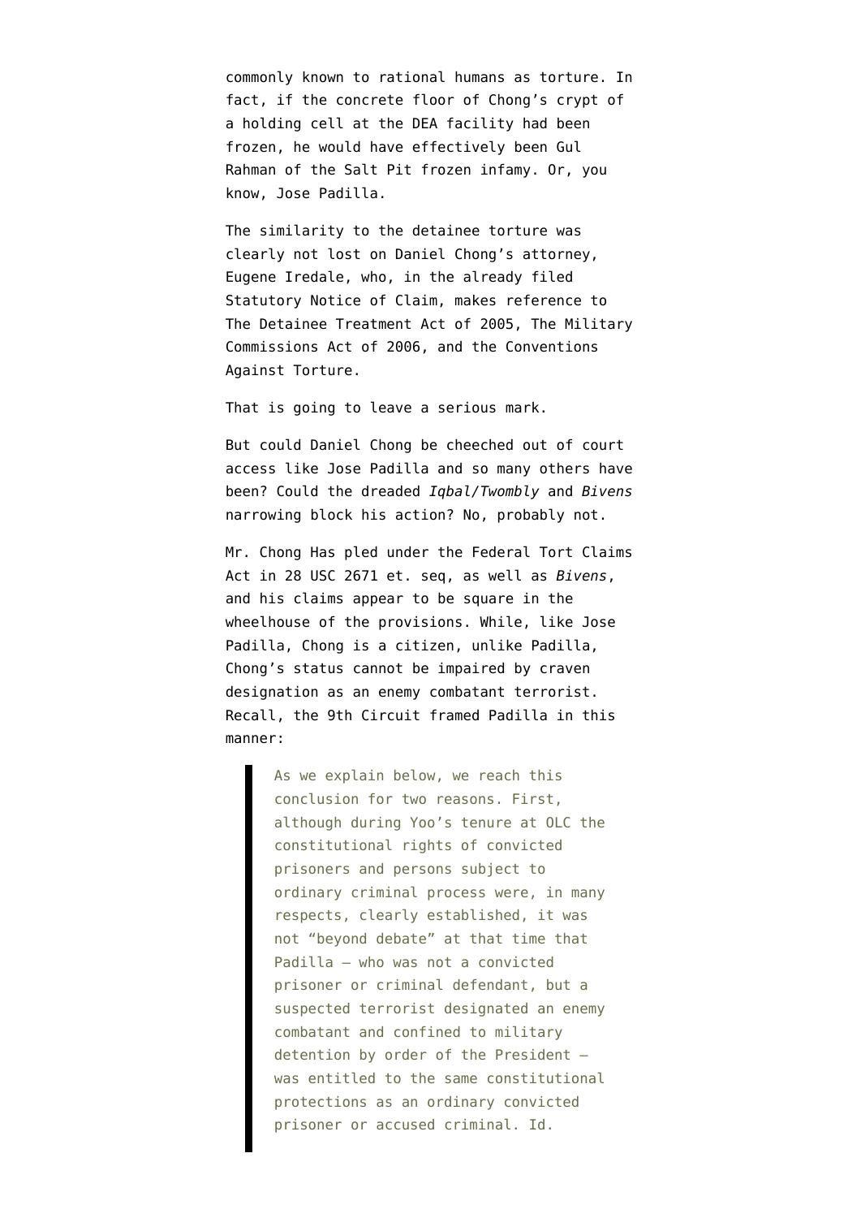commonly known to rational humans as torture. In fact, if the concrete floor of Chong's crypt of a holding cell at the DEA facility had been frozen, he would have effectively been Gul Rahman of the Salt Pit frozen infamy. Or, you know, Jose Padilla.

The similarity to the detainee torture was clearly not lost on Daniel Chong's attorney, Eugene Iredale, who, in the already filed Statutory Notice of Claim, makes reference to The Detainee Treatment Act of 2005, The Military Commissions Act of 2006, and the Conventions Against Torture.

That is going to leave a serious mark.

But could Daniel Chong be cheeched out of court access like Jose Padilla and so many others have been? Could the dreaded *Iqbal/Twombly* and *Bivens* narrowing block his action? No, probably not.

Mr. Chong Has pled under the Federal Tort Claims Act in 28 USC 2671 et. seq, as well as *Bivens*, and his claims appear to be square in the wheelhouse of the provisions. While, like Jose Padilla, Chong is a citizen, unlike Padilla, Chong's status cannot be impaired by craven designation as an enemy combatant terrorist. Recall, the 9th Circuit framed Padilla in this manner:

> As we explain below, we reach this conclusion for two reasons. First, although during Yoo's tenure at OLC the constitutional rights of convicted prisoners and persons subject to ordinary criminal process were, in many respects, clearly established, it was not "beyond debate" at that time that Padilla – who was not a convicted prisoner or criminal defendant, but a suspected terrorist designated an enemy combatant and confined to military detention by order of the President – was entitled to the same constitutional protections as an ordinary convicted prisoner or accused criminal. Id.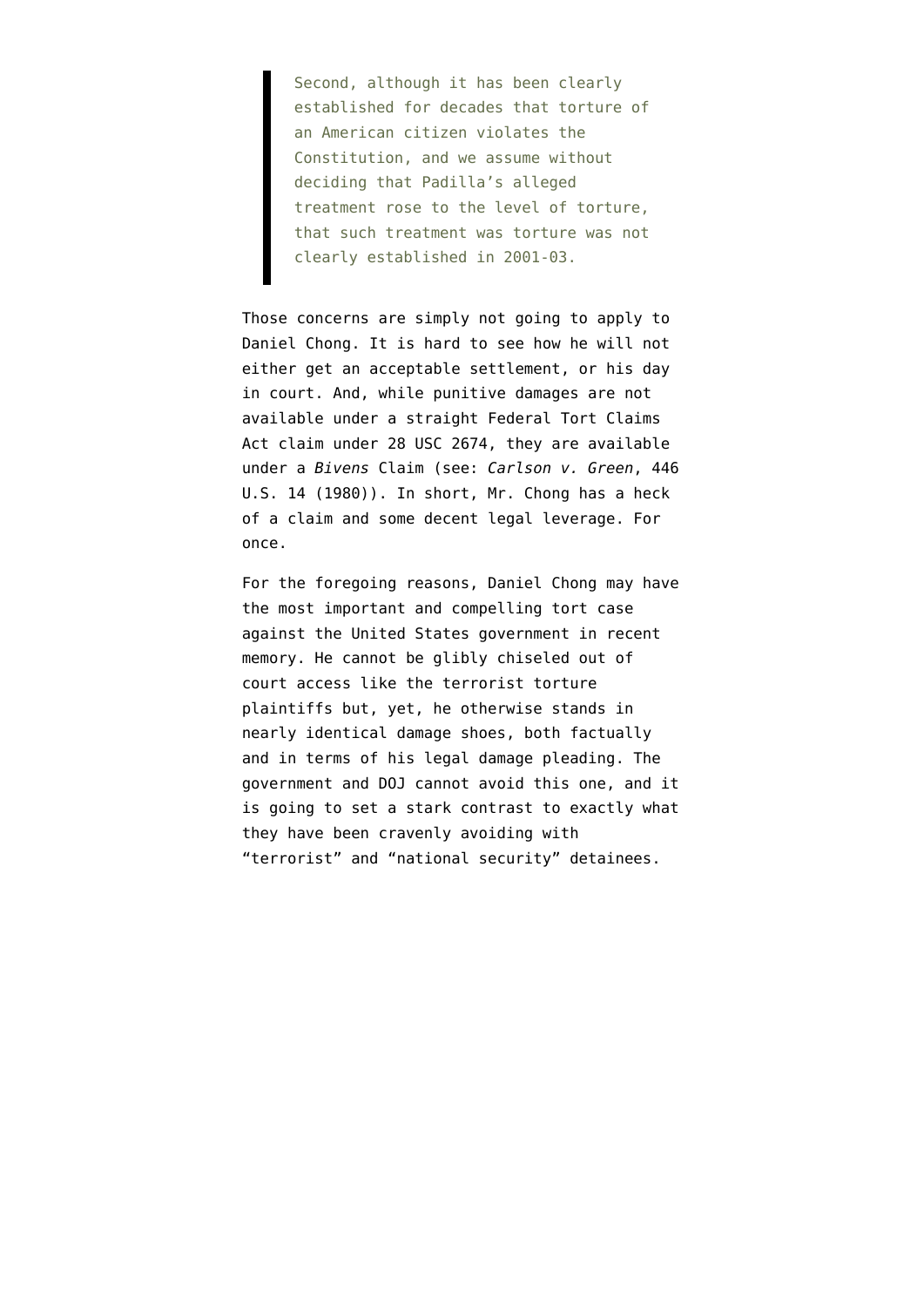> Second, although it has been clearly established for decades that torture of an American citizen violates the Constitution, and we assume without deciding that Padilla's alleged treatment rose to the level of torture, that such treatment was torture was not clearly established in 2001-03.

Those concerns are simply not going to apply to Daniel Chong. It is hard to see how he will not either get an acceptable settlement, or his day in court. And, while punitive damages are not available under a straight Federal Tort Claims Act claim under 28 USC 2674, they are available under a *Bivens* Claim (see: *Carlson v. Green*, 446 U.S. 14 (1980)). In short, Mr. Chong has a heck of a claim and some decent legal leverage. For once.

For the foregoing reasons, Daniel Chong may have the most important and compelling tort case against the United States government in recent memory. He cannot be glibly chiseled out of court access like the terrorist torture plaintiffs but, yet, he otherwise stands in nearly identical damage shoes, both factually and in terms of his legal damage pleading. The government and DOJ cannot avoid this one, and it is going to set a stark contrast to exactly what they have been cravenly avoiding with "terrorist" and "national security" detainees.